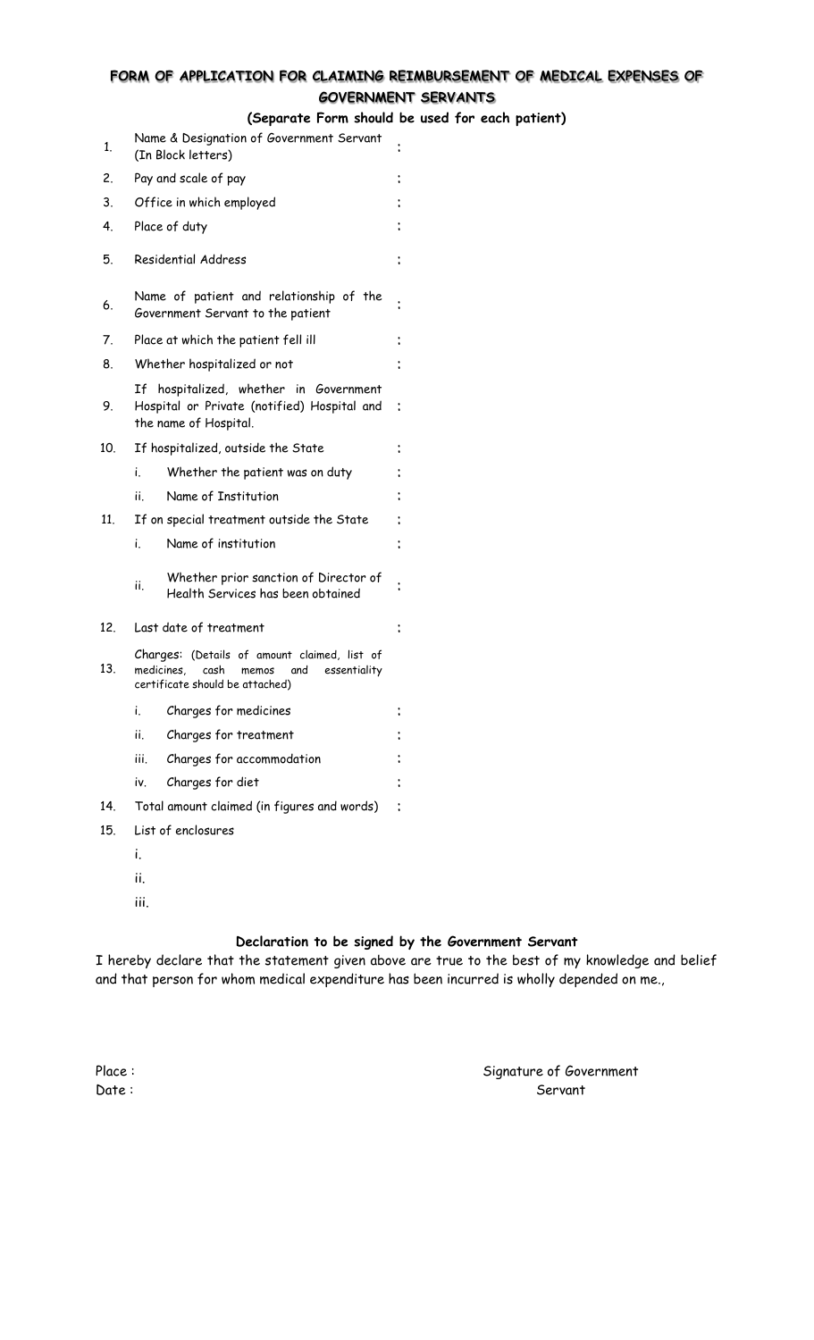# FORM OF APPLICATION FOR CLAIMING REIMBURSEMENT OF MEDICAL EXPENSES OF GOVERNMENT SERVANTS

**(Separate Form should be used for each patient)**

| | | | |
|---|---|---|---|
| 1. | Name & Designation of Government Servant (In Block letters) | | : |
| 2. | Pay and scale of pay | | : |
| 3. | Office in which employed | | : |
| 4. | Place of duty | | : |
| 5. | Residential Address | | : |
| 6. | Name of patient and relationship of the Government Servant to the patient | | : |
| 7. | Place at which the patient fell ill | | : |
| 8. | Whether hospitalized or not | | : |
| 9. | If hospitalized, whether in Government Hospital or Private (notified) Hospital and the name of Hospital. | | : |
| 10. | If hospitalized, outside the State | | : |
| | i. | Whether the patient was on duty | : |
| | ii. | Name of Institution | : |
| 11. | If on special treatment outside the State | | : |
| | i. | Name of institution | : |
| | ii. | Whether prior sanction of Director of Health Services has been obtained | : |
| 12. | Last date of treatment | | : |
| 13. | Charges: (Details of amount claimed, list of medicines, cash memos and essentiality certificate should be attached) | | |
| | i. | Charges for medicines | : |
| | ii. | Charges for treatment | : |
| | iii. | Charges for accommodation | : |
| | iv. | Charges for diet | : |
| 14. | Total amount claimed (in figures and words) | | : |
| 15. | List of enclosures | | |
| | i. | | |
| | ii. | | |
| | iii. | | |

**Declaration to be signed by the Government Servant**

I hereby declare that the statement given above are true to the best of my knowledge and belief and that person for whom medical expenditure has been incurred is wholly depended on me.,

Place :

Date :

Signature of Government Servant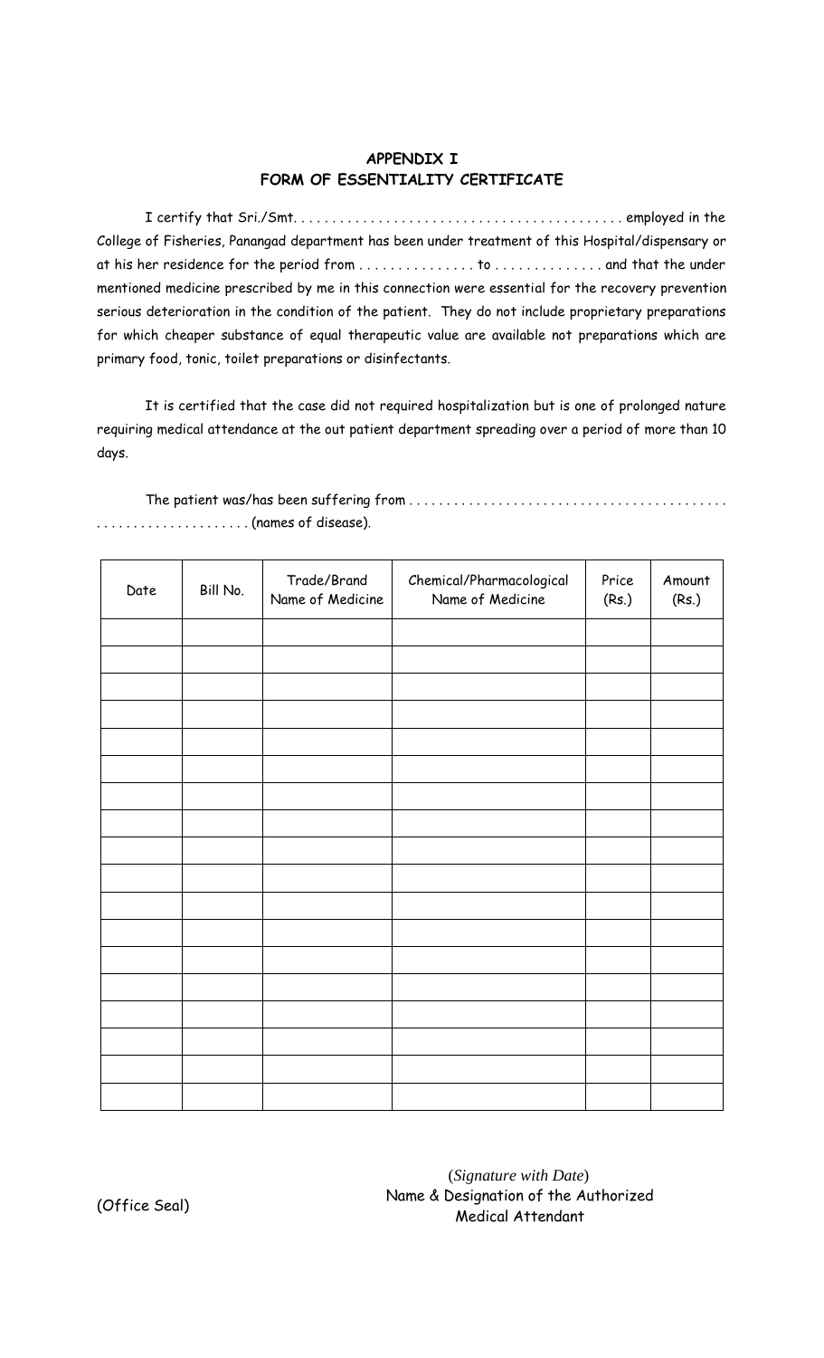## APPENDIX I
## FORM OF ESSENTIALITY CERTIFICATE

I certify that Sri./Smt. . . . . . . . . . . . . . . . . . . . . . . . . . . . . . . . . . . . . . . . . . employed in the College of Fisheries, Panangad department has been under treatment of this Hospital/dispensary or at his her residence for the period from . . . . . . . . . . . . . . . to . . . . . . . . . . . . . . and that the under mentioned medicine prescribed by me in this connection were essential for the recovery prevention serious deterioration in the condition of the patient. They do not include proprietary preparations for which cheaper substance of equal therapeutic value are available not preparations which are primary food, tonic, toilet preparations or disinfectants.

It is certified that the case did not required hospitalization but is one of prolonged nature requiring medical attendance at the out patient department spreading over a period of more than 10 days.

The patient was/has been suffering from . . . . . . . . . . . . . . . . . . . . . . . . . . . . . . . . . . . . . . . . . . . . . . . . . . . . . . . . . . . . . . . (names of disease).

| Date | Bill No. | Trade/Brand Name of Medicine | Chemical/Pharmacological Name of Medicine | Price (Rs.) | Amount (Rs.) |
|---|---|---|---|---|---|
| | | | | | |
| | | | | | |
| | | | | | |
| | | | | | |
| | | | | | |
| | | | | | |
| | | | | | |
| | | | | | |
| | | | | | |
| | | | | | |
| | | | | | |
| | | | | | |
| | | | | | |
| | | | | | |
| | | | | | |
| | | | | | |
| | | | | | |
| | | | | | |

(Office Seal)

(*Signature with Date*)
Name & Designation of the Authorized Medical Attendant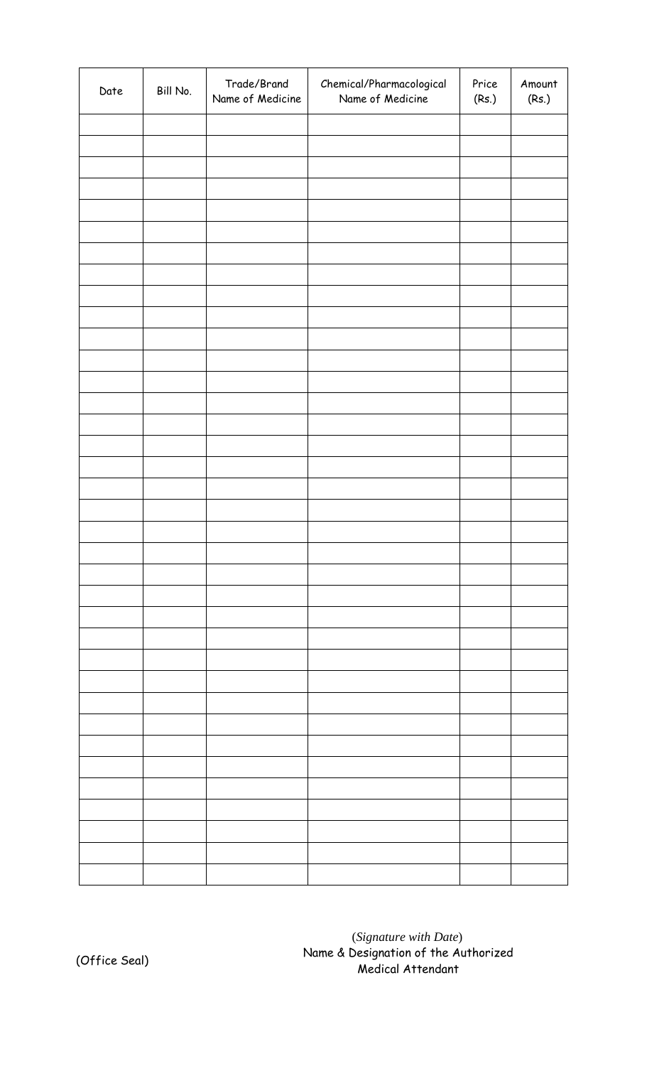| Date | Bill No. | Trade/Brand Name of Medicine | Chemical/Pharmacological Name of Medicine | Price (Rs.) | Amount (Rs.) |
|---|---|---|---|---|---|
| | | | | | |
| | | | | | |
| | | | | | |
| | | | | | |
| | | | | | |
| | | | | | |
| | | | | | |
| | | | | | |
| | | | | | |
| | | | | | |
| | | | | | |
| | | | | | |
| | | | | | |
| | | | | | |
| | | | | | |
| | | | | | |
| | | | | | |
| | | | | | |
| | | | | | |
| | | | | | |
| | | | | | |
| | | | | | |
| | | | | | |
| | | | | | |
| | | | | | |
| | | | | | |
| | | | | | |
| | | | | | |
| | | | | | |
| | | | | | |
| | | | | | |
| | | | | | |
| | | | | | |
| | | | | | |
| | | | | | |
| | | | | | |

(Office Seal)

(*Signature with Date*)
Name & Designation of the Authorized Medical Attendant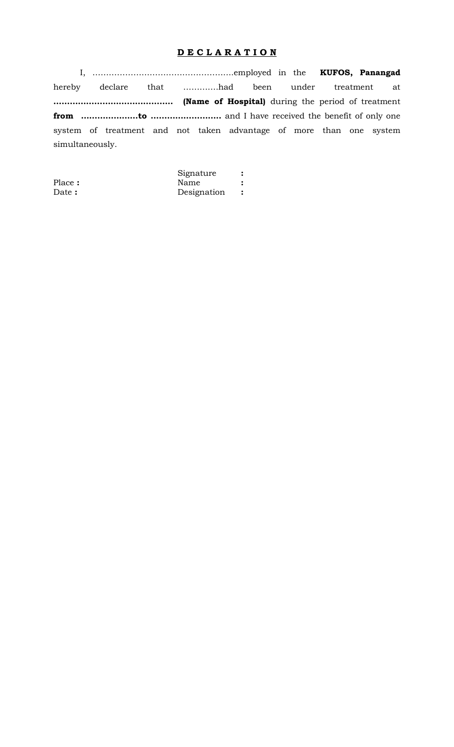# **<u>D E C L A R A T I O N</u>**

I, ……………………………………………employed in the **KUFOS, Panangad** hereby declare that ………….had been under treatment at **……………………………………. (Name of Hospital)** during the period of treatment **from …………………to ……………………..** and I have received the benefit of only one system of treatment and not taken advantage of more than one system simultaneously.

| | | |
|---|---|---|
| | Signature | **:** |
| Place **:** | Name | **:** |
| Date **:** | Designation | **:** |